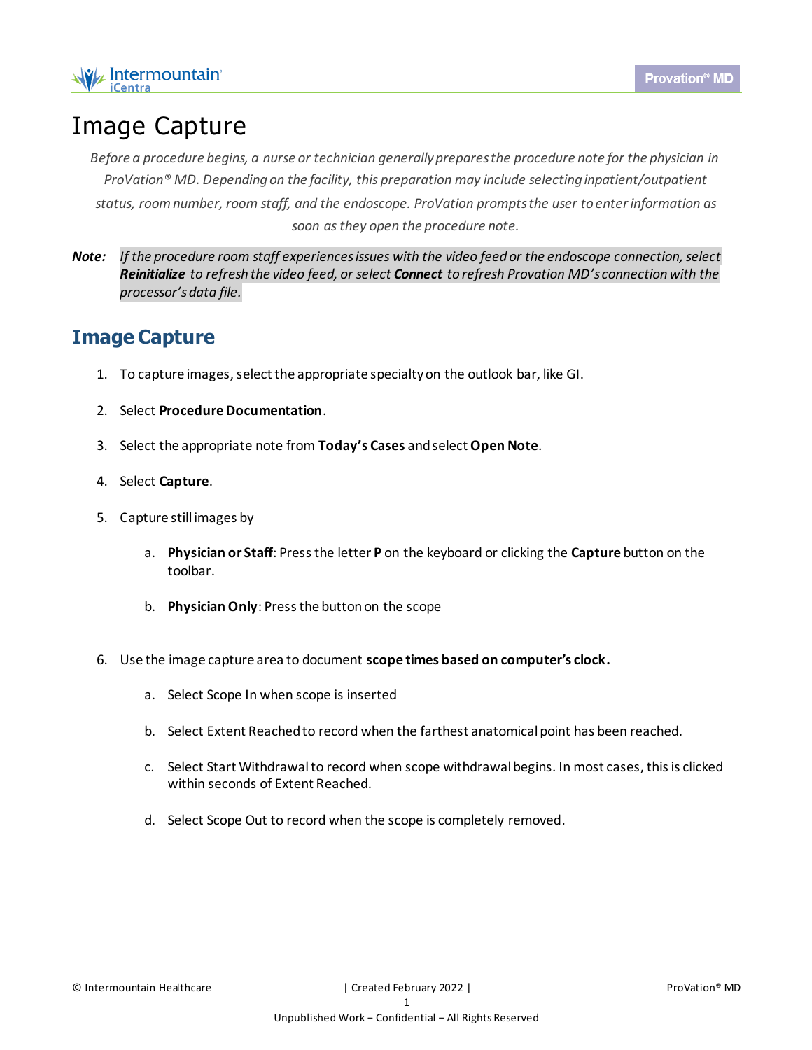# Image Capture

*Before a procedure begins, a nurse or technician generally prepares the procedure note for the physician in ProVation® MD. Depending on the facility, this preparation may include selecting inpatient/outpatient status, room number, room staff, and the endoscope. ProVation prompts the user to enter information as soon as they open the procedure note.*

***Note:*** *If the procedure room staff experiences issues with the video feed or the endoscope connection, select* ***Reinitialize*** *to refresh the video feed, or select* ***Connect*** *to refresh Provation MD's connection with the processor's data file.*

## Image Capture

1. To capture images, select the appropriate specialty on the outlook bar, like GI.
2. Select **Procedure Documentation**.
3. Select the appropriate note from **Today's Cases** and select **Open Note**.
4. Select **Capture**.
5. Capture still images by
   a. **Physician or Staff**: Press the letter **P** on the keyboard or clicking the **Capture** button on the toolbar.
   b. **Physician Only**: Press the button on the scope
6. Use the image capture area to document **scope times based on computer's clock.**
   a. Select Scope In when scope is inserted
   b. Select Extent Reached to record when the farthest anatomical point has been reached.
   c. Select Start Withdrawal to record when scope withdrawal begins. In most cases, this is clicked within seconds of Extent Reached.
   d. Select Scope Out to record when the scope is completely removed.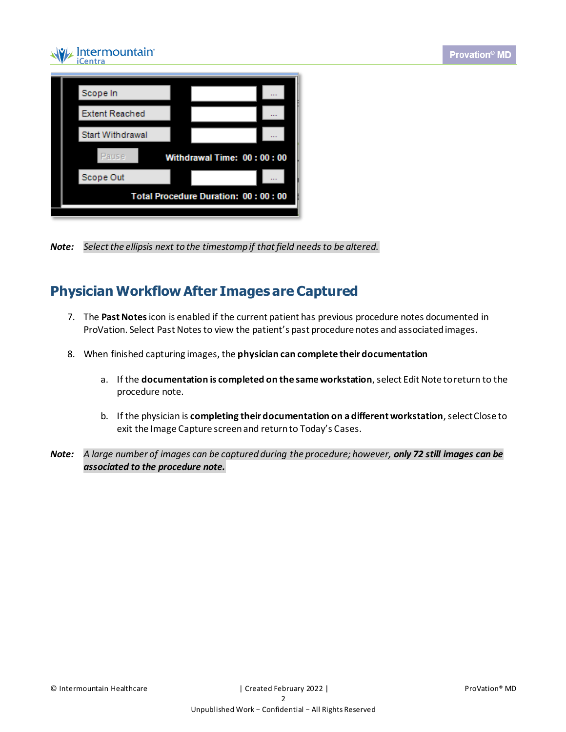Scope In

Extent Reached

Start Withdrawal

Pause

Withdrawal Time: 00 : 00 : 00

Scope Out

Total Procedure Duration: 00 : 00 : 00

**Note:** *Select the ellipsis next to the timestamp if that field needs to be altered.*

## Physician Workflow After Images are Captured

7. The **Past Notes** icon is enabled if the current patient has previous procedure notes documented in ProVation. Select Past Notes to view the patient's past procedure notes and associated images.

8. When finished capturing images, the **physician can complete their documentation**

   a. If the **documentation is completed on the same workstation**, select Edit Note to return to the procedure note.

   b. If the physician is **completing their documentation on a different workstation**, select Close to exit the Image Capture screen and return to Today's Cases.

**Note:** *A large number of images can be captured during the procedure; however, **only 72 still images can be associated to the procedure note.***